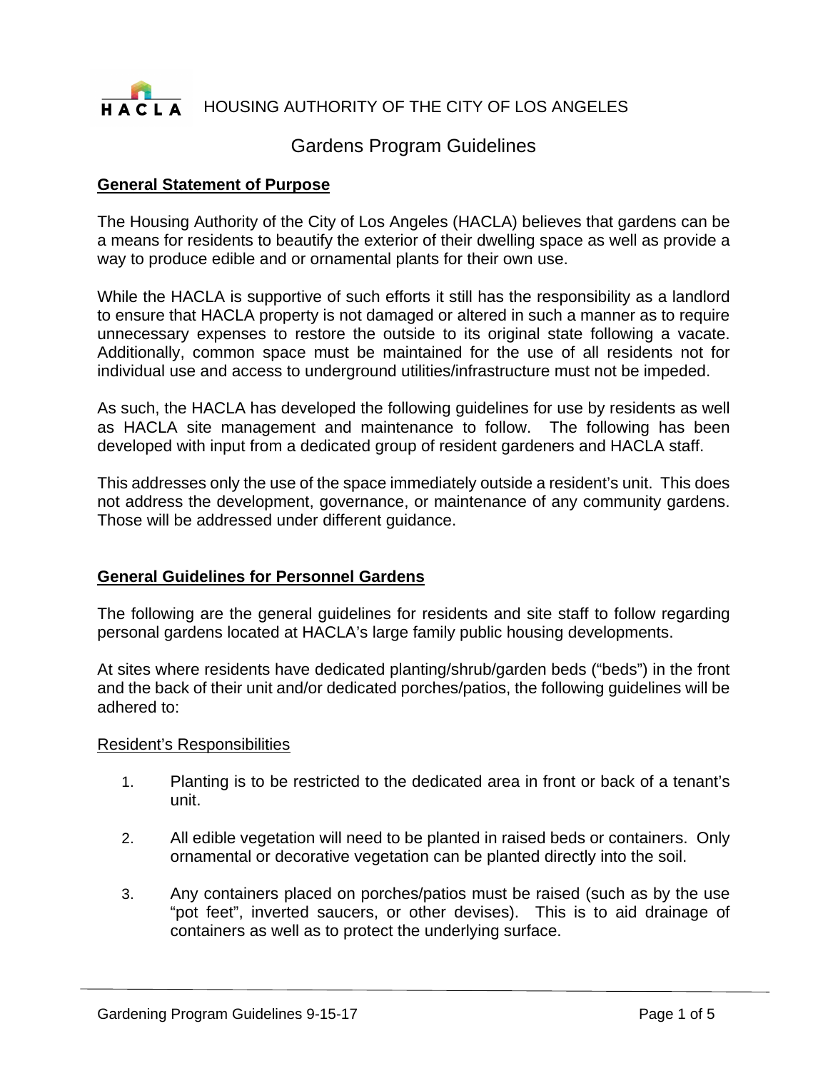HACLA HOUSING AUTHORITY OF THE CITY OF LOS ANGELES

# Gardens Program Guidelines

## General Statement of Purpose

The Housing Authority of the City of Los Angeles (HACLA) believes that gardens can be a means for residents to beautify the exterior of their dwelling space as well as provide a way to produce edible and or ornamental plants for their own use.

While the HACLA is supportive of such efforts it still has the responsibility as a landlord to ensure that HACLA property is not damaged or altered in such a manner as to require unnecessary expenses to restore the outside to its original state following a vacate. Additionally, common space must be maintained for the use of all residents not for individual use and access to underground utilities/infrastructure must not be impeded.

As such, the HACLA has developed the following guidelines for use by residents as well as HACLA site management and maintenance to follow. The following has been developed with input from a dedicated group of resident gardeners and HACLA staff.

This addresses only the use of the space immediately outside a resident's unit. This does not address the development, governance, or maintenance of any community gardens. Those will be addressed under different guidance.

## General Guidelines for Personnel Gardens

The following are the general guidelines for residents and site staff to follow regarding personal gardens located at HACLA's large family public housing developments.

At sites where residents have dedicated planting/shrub/garden beds ("beds") in the front and the back of their unit and/or dedicated porches/patios, the following guidelines will be adhered to:

### Resident's Responsibilities

1. Planting is to be restricted to the dedicated area in front or back of a tenant's unit.

2. All edible vegetation will need to be planted in raised beds or containers. Only ornamental or decorative vegetation can be planted directly into the soil.

3. Any containers placed on porches/patios must be raised (such as by the use "pot feet", inverted saucers, or other devises). This is to aid drainage of containers as well as to protect the underlying surface.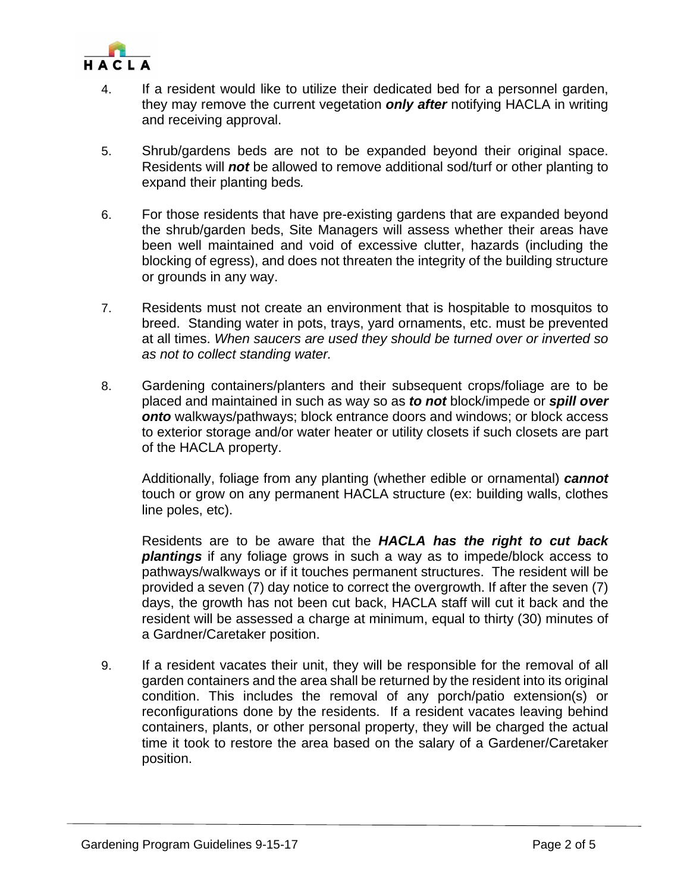4. If a resident would like to utilize their dedicated bed for a personnel garden, they may remove the current vegetation ***only after*** notifying HACLA in writing and receiving approval.

5. Shrub/gardens beds are not to be expanded beyond their original space. Residents will ***not*** be allowed to remove additional sod/turf or other planting to expand their planting beds*.*

6. For those residents that have pre-existing gardens that are expanded beyond the shrub/garden beds, Site Managers will assess whether their areas have been well maintained and void of excessive clutter, hazards (including the blocking of egress), and does not threaten the integrity of the building structure or grounds in any way.

7. Residents must not create an environment that is hospitable to mosquitos to breed. Standing water in pots, trays, yard ornaments, etc. must be prevented at all times. *When saucers are used they should be turned over or inverted so as not to collect standing water.*

8. Gardening containers/planters and their subsequent crops/foliage are to be placed and maintained in such as way so as ***to not*** block/impede or ***spill over onto*** walkways/pathways; block entrance doors and windows; or block access to exterior storage and/or water heater or utility closets if such closets are part of the HACLA property.

   Additionally, foliage from any planting (whether edible or ornamental) ***cannot*** touch or grow on any permanent HACLA structure (ex: building walls, clothes line poles, etc).

   Residents are to be aware that the ***HACLA has the right to cut back plantings*** if any foliage grows in such a way as to impede/block access to pathways/walkways or if it touches permanent structures. The resident will be provided a seven (7) day notice to correct the overgrowth. If after the seven (7) days, the growth has not been cut back, HACLA staff will cut it back and the resident will be assessed a charge at minimum, equal to thirty (30) minutes of a Gardner/Caretaker position.

9. If a resident vacates their unit, they will be responsible for the removal of all garden containers and the area shall be returned by the resident into its original condition. This includes the removal of any porch/patio extension(s) or reconfigurations done by the residents. If a resident vacates leaving behind containers, plants, or other personal property, they will be charged the actual time it took to restore the area based on the salary of a Gardener/Caretaker position.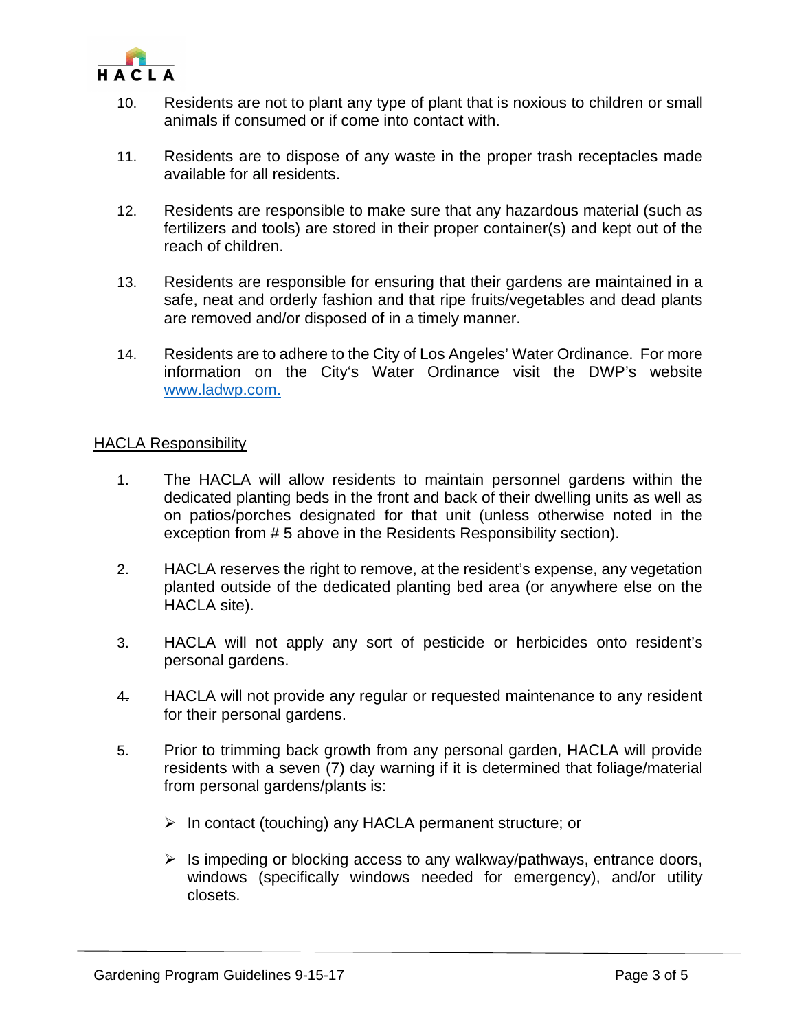10. Residents are not to plant any type of plant that is noxious to children or small animals if consumed or if come into contact with.

11. Residents are to dispose of any waste in the proper trash receptacles made available for all residents.

12. Residents are responsible to make sure that any hazardous material (such as fertilizers and tools) are stored in their proper container(s) and kept out of the reach of children.

13. Residents are responsible for ensuring that their gardens are maintained in a safe, neat and orderly fashion and that ripe fruits/vegetables and dead plants are removed and/or disposed of in a timely manner.

14. Residents are to adhere to the City of Los Angeles' Water Ordinance. For more information on the City's Water Ordinance visit the DWP's website [www.ladwp.com.](http://www.ladwp.com)

<u>HACLA Responsibility</u>

1. The HACLA will allow residents to maintain personnel gardens within the dedicated planting beds in the front and back of their dwelling units as well as on patios/porches designated for that unit (unless otherwise noted in the exception from # 5 above in the Residents Responsibility section).

2. HACLA reserves the right to remove, at the resident's expense, any vegetation planted outside of the dedicated planting bed area (or anywhere else on the HACLA site).

3. HACLA will not apply any sort of pesticide or herbicides onto resident's personal gardens.

4. HACLA will not provide any regular or requested maintenance to any resident for their personal gardens.

5. Prior to trimming back growth from any personal garden, HACLA will provide residents with a seven (7) day warning if it is determined that foliage/material from personal gardens/plants is:

   - In contact (touching) any HACLA permanent structure; or

   - Is impeding or blocking access to any walkway/pathways, entrance doors, windows (specifically windows needed for emergency), and/or utility closets.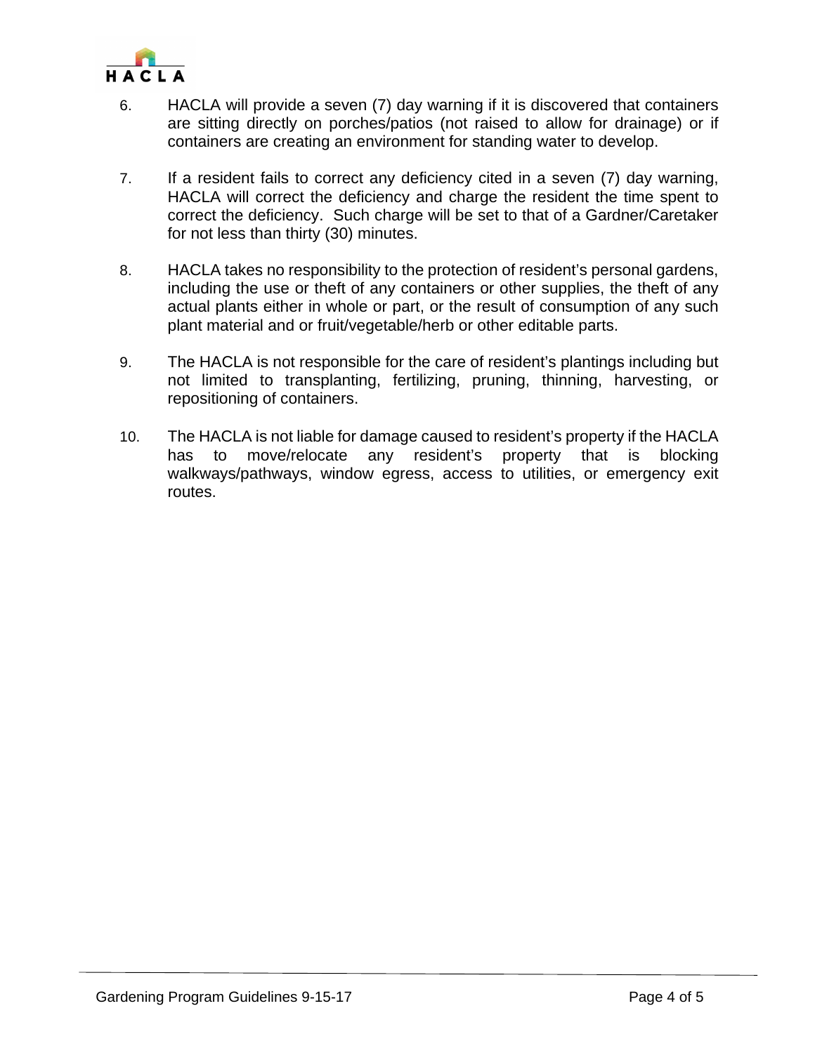6. HACLA will provide a seven (7) day warning if it is discovered that containers are sitting directly on porches/patios (not raised to allow for drainage) or if containers are creating an environment for standing water to develop.

7. If a resident fails to correct any deficiency cited in a seven (7) day warning, HACLA will correct the deficiency and charge the resident the time spent to correct the deficiency. Such charge will be set to that of a Gardner/Caretaker for not less than thirty (30) minutes.

8. HACLA takes no responsibility to the protection of resident's personal gardens, including the use or theft of any containers or other supplies, the theft of any actual plants either in whole or part, or the result of consumption of any such plant material and or fruit/vegetable/herb or other editable parts.

9. The HACLA is not responsible for the care of resident's plantings including but not limited to transplanting, fertilizing, pruning, thinning, harvesting, or repositioning of containers.

10. The HACLA is not liable for damage caused to resident's property if the HACLA has to move/relocate any resident's property that is blocking walkways/pathways, window egress, access to utilities, or emergency exit routes.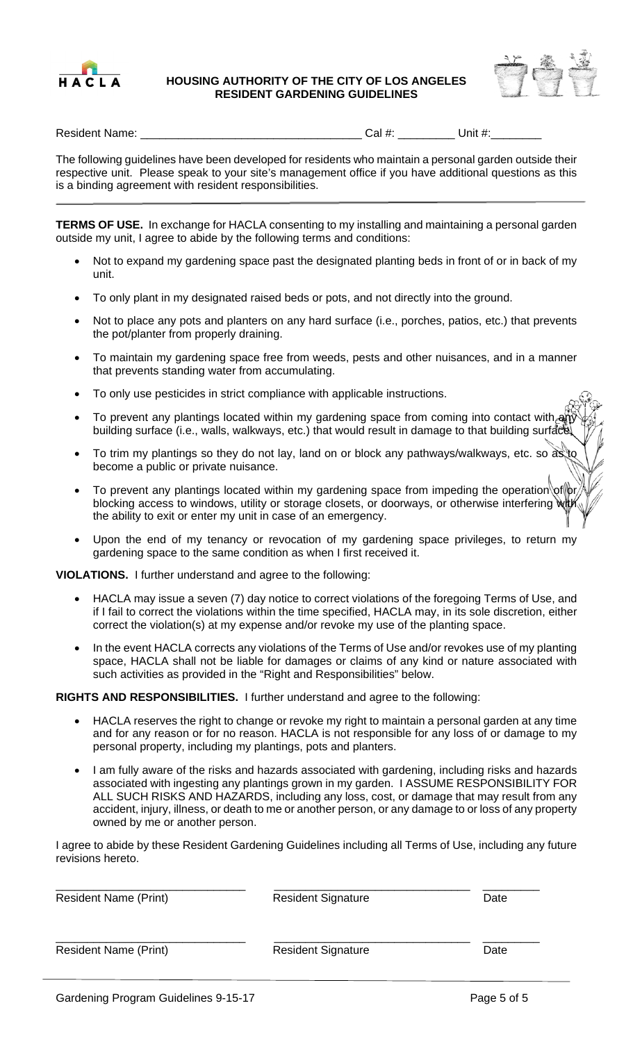**HOUSING AUTHORITY OF THE CITY OF LOS ANGELES**
**RESIDENT GARDENING GUIDELINES**

Resident Name: ___________________________________ Cal #: _________ Unit #:________

The following guidelines have been developed for residents who maintain a personal garden outside their respective unit. Please speak to your site's management office if you have additional questions as this is a binding agreement with resident responsibilities.

**TERMS OF USE.** In exchange for HACLA consenting to my installing and maintaining a personal garden outside my unit, I agree to abide by the following terms and conditions:

- Not to expand my gardening space past the designated planting beds in front of or in back of my unit.
- To only plant in my designated raised beds or pots, and not directly into the ground.
- Not to place any pots and planters on any hard surface (i.e., porches, patios, etc.) that prevents the pot/planter from properly draining.
- To maintain my gardening space free from weeds, pests and other nuisances, and in a manner that prevents standing water from accumulating.
- To only use pesticides in strict compliance with applicable instructions.
- To prevent any plantings located within my gardening space from coming into contact with any building surface (i.e., walls, walkways, etc.) that would result in damage to that building surface.
- To trim my plantings so they do not lay, land on or block any pathways/walkways, etc. so as to become a public or private nuisance.
- To prevent any plantings located within my gardening space from impeding the operation of or blocking access to windows, utility or storage closets, or doorways, or otherwise interfering with the ability to exit or enter my unit in case of an emergency.
- Upon the end of my tenancy or revocation of my gardening space privileges, to return my gardening space to the same condition as when I first received it.

**VIOLATIONS.** I further understand and agree to the following:

- HACLA may issue a seven (7) day notice to correct violations of the foregoing Terms of Use, and if I fail to correct the violations within the time specified, HACLA may, in its sole discretion, either correct the violation(s) at my expense and/or revoke my use of the planting space.
- In the event HACLA corrects any violations of the Terms of Use and/or revokes use of my planting space, HACLA shall not be liable for damages or claims of any kind or nature associated with such activities as provided in the "Right and Responsibilities" below.

**RIGHTS AND RESPONSIBILITIES.** I further understand and agree to the following:

- HACLA reserves the right to change or revoke my right to maintain a personal garden at any time and for any reason or for no reason. HACLA is not responsible for any loss of or damage to my personal property, including my plantings, pots and planters.
- I am fully aware of the risks and hazards associated with gardening, including risks and hazards associated with ingesting any plantings grown in my garden. I ASSUME RESPONSIBILITY FOR ALL SUCH RISKS AND HAZARDS, including any loss, cost, or damage that may result from any accident, injury, illness, or death to me or another person, or any damage to or loss of any property owned by me or another person.

I agree to abide by these Resident Gardening Guidelines including all Terms of Use, including any future revisions hereto.

______________________________ ______________________________ _________
Resident Name (Print) Resident Signature Date

______________________________ ______________________________ _________
Resident Name (Print) Resident Signature Date

Gardening Program Guidelines 9-15-17